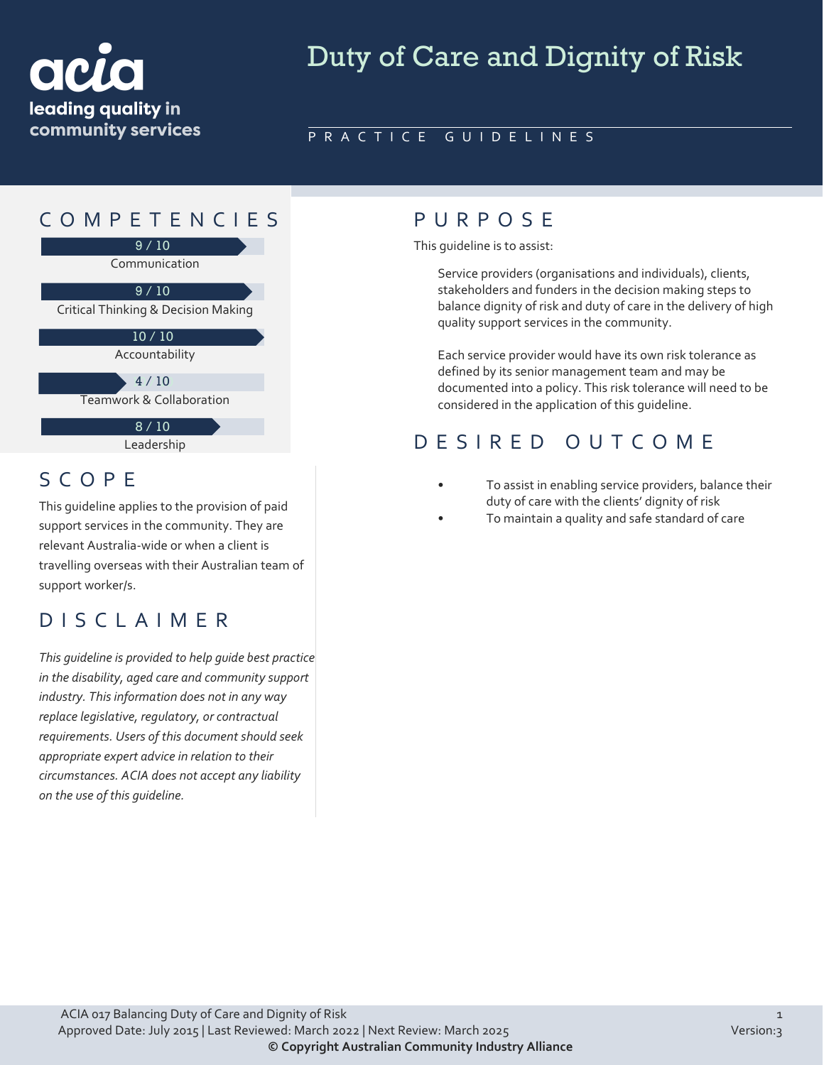acia
leading quality in community services

# Duty of Care and Dignity of Risk

PRACTICE GUIDELINES

## COMPETENCIES

9 / 10
Communication

9 / 10
Critical Thinking & Decision Making

10 / 10
Accountability

4 / 10
Teamwork & Collaboration

8 / 10
Leadership

## SCOPE

This guideline applies to the provision of paid support services in the community. They are relevant Australia-wide or when a client is travelling overseas with their Australian team of support worker/s.

## DISCLAIMER

*This guideline is provided to help guide best practice in the disability, aged care and community support industry. This information does not in any way replace legislative, regulatory, or contractual requirements. Users of this document should seek appropriate expert advice in relation to their circumstances. ACIA does not accept any liability on the use of this guideline.*

## PURPOSE

This guideline is to assist:

Service providers (organisations and individuals), clients, stakeholders and funders in the decision making steps to balance dignity of risk and duty of care in the delivery of high quality support services in the community.

Each service provider would have its own risk tolerance as defined by its senior management team and may be documented into a policy. This risk tolerance will need to be considered in the application of this guideline.

## DESIRED OUTCOME

- To assist in enabling service providers, balance their duty of care with the clients' dignity of risk
- To maintain a quality and safe standard of care

ACIA 017 Balancing Duty of Care and Dignity of Risk
Approved Date: July 2015 | Last Reviewed: March 2022 | Next Review: March 2025
Version:3
**© Copyright Australian Community Industry Alliance**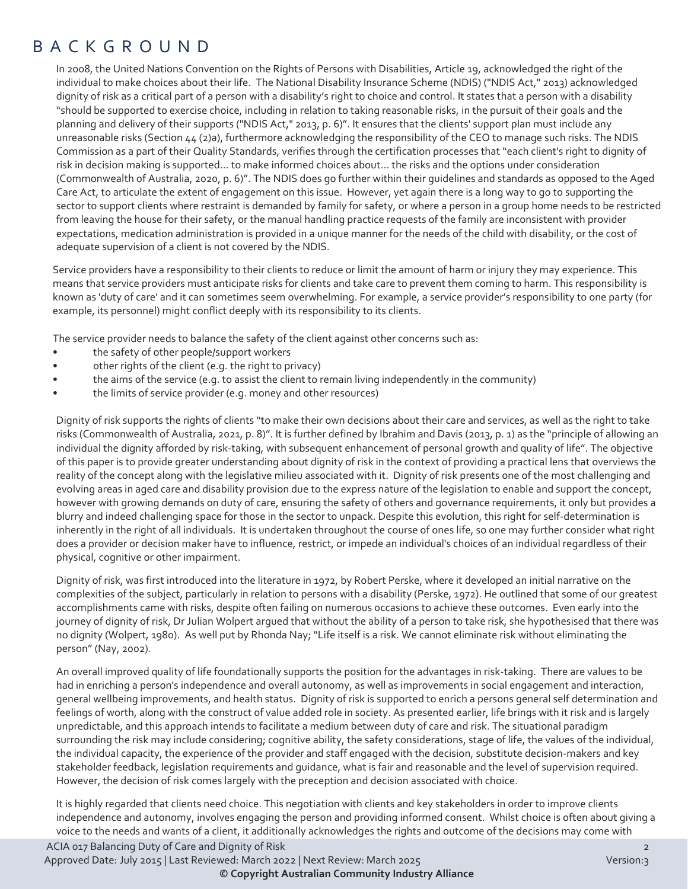# BACKGROUND

In 2008, the United Nations Convention on the Rights of Persons with Disabilities, Article 19, acknowledged the right of the individual to make choices about their life. The National Disability Insurance Scheme (NDIS) ("NDIS Act," 2013) acknowledged dignity of risk as a critical part of a person with a disability's right to choice and control. It states that a person with a disability "should be supported to exercise choice, including in relation to taking reasonable risks, in the pursuit of their goals and the planning and delivery of their supports ("NDIS Act," 2013, p. 6)". It ensures that the clients' support plan must include any unreasonable risks (Section 44 (2)a), furthermore acknowledging the responsibility of the CEO to manage such risks. The NDIS Commission as a part of their Quality Standards, verifies through the certification processes that "each client's right to dignity of risk in decision making is supported… to make informed choices about… the risks and the options under consideration (Commonwealth of Australia, 2020, p. 6)". The NDIS does go further within their guidelines and standards as opposed to the Aged Care Act, to articulate the extent of engagement on this issue. However, yet again there is a long way to go to supporting the sector to support clients where restraint is demanded by family for safety, or where a person in a group home needs to be restricted from leaving the house for their safety, or the manual handling practice requests of the family are inconsistent with provider expectations, medication administration is provided in a unique manner for the needs of the child with disability, or the cost of adequate supervision of a client is not covered by the NDIS.

Service providers have a responsibility to their clients to reduce or limit the amount of harm or injury they may experience. This means that service providers must anticipate risks for clients and take care to prevent them coming to harm. This responsibility is known as 'duty of care' and it can sometimes seem overwhelming. For example, a service provider's responsibility to one party (for example, its personnel) might conflict deeply with its responsibility to its clients.

The service provider needs to balance the safety of the client against other concerns such as:

- the safety of other people/support workers
- other rights of the client (e.g. the right to privacy)
- the aims of the service (e.g. to assist the client to remain living independently in the community)
- the limits of service provider (e.g. money and other resources)

Dignity of risk supports the rights of clients "to make their own decisions about their care and services, as well as the right to take risks (Commonwealth of Australia, 2021, p. 8)". It is further defined by Ibrahim and Davis (2013, p. 1) as the "principle of allowing an individual the dignity afforded by risk-taking, with subsequent enhancement of personal growth and quality of life". The objective of this paper is to provide greater understanding about dignity of risk in the context of providing a practical lens that overviews the reality of the concept along with the legislative milieu associated with it. Dignity of risk presents one of the most challenging and evolving areas in aged care and disability provision due to the express nature of the legislation to enable and support the concept, however with growing demands on duty of care, ensuring the safety of others and governance requirements, it only but provides a blurry and indeed challenging space for those in the sector to unpack. Despite this evolution, this right for self-determination is inherently in the right of all individuals. It is undertaken throughout the course of ones life, so one may further consider what right does a provider or decision maker have to influence, restrict, or impede an individual's choices of an individual regardless of their physical, cognitive or other impairment.

Dignity of risk, was first introduced into the literature in 1972, by Robert Perske, where it developed an initial narrative on the complexities of the subject, particularly in relation to persons with a disability (Perske, 1972). He outlined that some of our greatest accomplishments came with risks, despite often failing on numerous occasions to achieve these outcomes. Even early into the journey of dignity of risk, Dr Julian Wolpert argued that without the ability of a person to take risk, she hypothesised that there was no dignity (Wolpert, 1980). As well put by Rhonda Nay; "Life itself is a risk. We cannot eliminate risk without eliminating the person" (Nay, 2002).

An overall improved quality of life foundationally supports the position for the advantages in risk-taking. There are values to be had in enriching a person's independence and overall autonomy, as well as improvements in social engagement and interaction, general wellbeing improvements, and health status. Dignity of risk is supported to enrich a persons general self determination and feelings of worth, along with the construct of value added role in society. As presented earlier, life brings with it risk and is largely unpredictable, and this approach intends to facilitate a medium between duty of care and risk. The situational paradigm surrounding the risk may include considering; cognitive ability, the safety considerations, stage of life, the values of the individual, the individual capacity, the experience of the provider and staff engaged with the decision, substitute decision-makers and key stakeholder feedback, legislation requirements and guidance, what is fair and reasonable and the level of supervision required. However, the decision of risk comes largely with the preception and decision associated with choice.

It is highly regarded that clients need choice. This negotiation with clients and key stakeholders in order to improve clients independence and autonomy, involves engaging the person and providing informed consent. Whilst choice is often about giving a voice to the needs and wants of a client, it additionally acknowledges the rights and outcome of the decisions may come with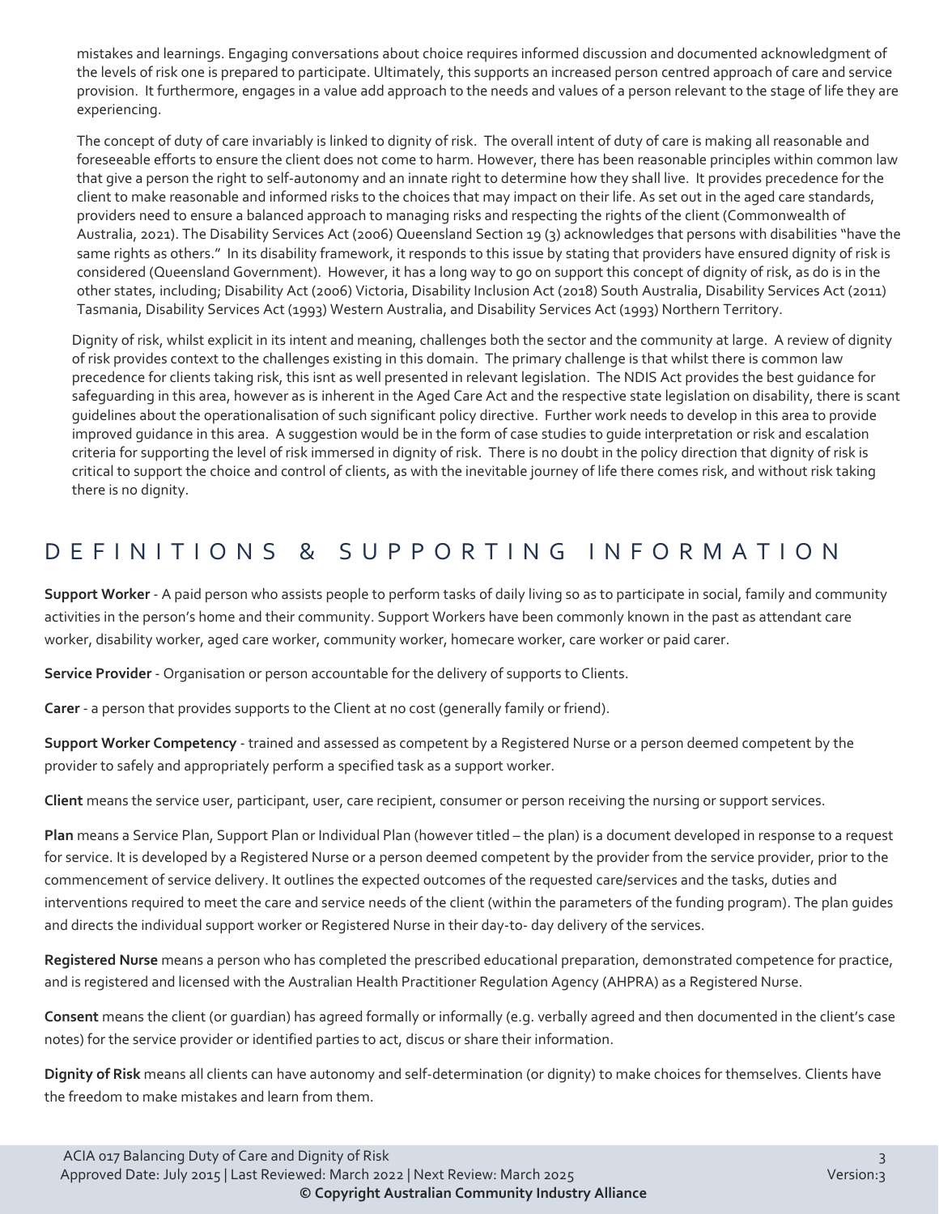mistakes and learnings. Engaging conversations about choice requires informed discussion and documented acknowledgment of the levels of risk one is prepared to participate. Ultimately, this supports an increased person centred approach of care and service provision. It furthermore, engages in a value add approach to the needs and values of a person relevant to the stage of life they are experiencing.

The concept of duty of care invariably is linked to dignity of risk. The overall intent of duty of care is making all reasonable and foreseeable efforts to ensure the client does not come to harm. However, there has been reasonable principles within common law that give a person the right to self-autonomy and an innate right to determine how they shall live. It provides precedence for the client to make reasonable and informed risks to the choices that may impact on their life. As set out in the aged care standards, providers need to ensure a balanced approach to managing risks and respecting the rights of the client (Commonwealth of Australia, 2021). The Disability Services Act (2006) Queensland Section 19 (3) acknowledges that persons with disabilities "have the same rights as others." In its disability framework, it responds to this issue by stating that providers have ensured dignity of risk is considered (Queensland Government). However, it has a long way to go on support this concept of dignity of risk, as do is in the other states, including; Disability Act (2006) Victoria, Disability Inclusion Act (2018) South Australia, Disability Services Act (2011) Tasmania, Disability Services Act (1993) Western Australia, and Disability Services Act (1993) Northern Territory.

Dignity of risk, whilst explicit in its intent and meaning, challenges both the sector and the community at large. A review of dignity of risk provides context to the challenges existing in this domain. The primary challenge is that whilst there is common law precedence for clients taking risk, this isnt as well presented in relevant legislation. The NDIS Act provides the best guidance for safeguarding in this area, however as is inherent in the Aged Care Act and the respective state legislation on disability, there is scant guidelines about the operationalisation of such significant policy directive. Further work needs to develop in this area to provide improved guidance in this area. A suggestion would be in the form of case studies to guide interpretation or risk and escalation criteria for supporting the level of risk immersed in dignity of risk. There is no doubt in the policy direction that dignity of risk is critical to support the choice and control of clients, as with the inevitable journey of life there comes risk, and without risk taking there is no dignity.

## DEFINITIONS & SUPPORTING INFORMATION

**Support Worker** - A paid person who assists people to perform tasks of daily living so as to participate in social, family and community activities in the person's home and their community. Support Workers have been commonly known in the past as attendant care worker, disability worker, aged care worker, community worker, homecare worker, care worker or paid carer.

**Service Provider** - Organisation or person accountable for the delivery of supports to Clients.

**Carer** - a person that provides supports to the Client at no cost (generally family or friend).

**Support Worker Competency** - trained and assessed as competent by a Registered Nurse or a person deemed competent by the provider to safely and appropriately perform a specified task as a support worker.

**Client** means the service user, participant, user, care recipient, consumer or person receiving the nursing or support services.

**Plan** means a Service Plan, Support Plan or Individual Plan (however titled – the plan) is a document developed in response to a request for service. It is developed by a Registered Nurse or a person deemed competent by the provider from the service provider, prior to the commencement of service delivery. It outlines the expected outcomes of the requested care/services and the tasks, duties and interventions required to meet the care and service needs of the client (within the parameters of the funding program). The plan guides and directs the individual support worker or Registered Nurse in their day-to- day delivery of the services.

**Registered Nurse** means a person who has completed the prescribed educational preparation, demonstrated competence for practice, and is registered and licensed with the Australian Health Practitioner Regulation Agency (AHPRA) as a Registered Nurse.

**Consent** means the client (or guardian) has agreed formally or informally (e.g. verbally agreed and then documented in the client's case notes) for the service provider or identified parties to act, discus or share their information.

**Dignity of Risk** means all clients can have autonomy and self-determination (or dignity) to make choices for themselves. Clients have the freedom to make mistakes and learn from them.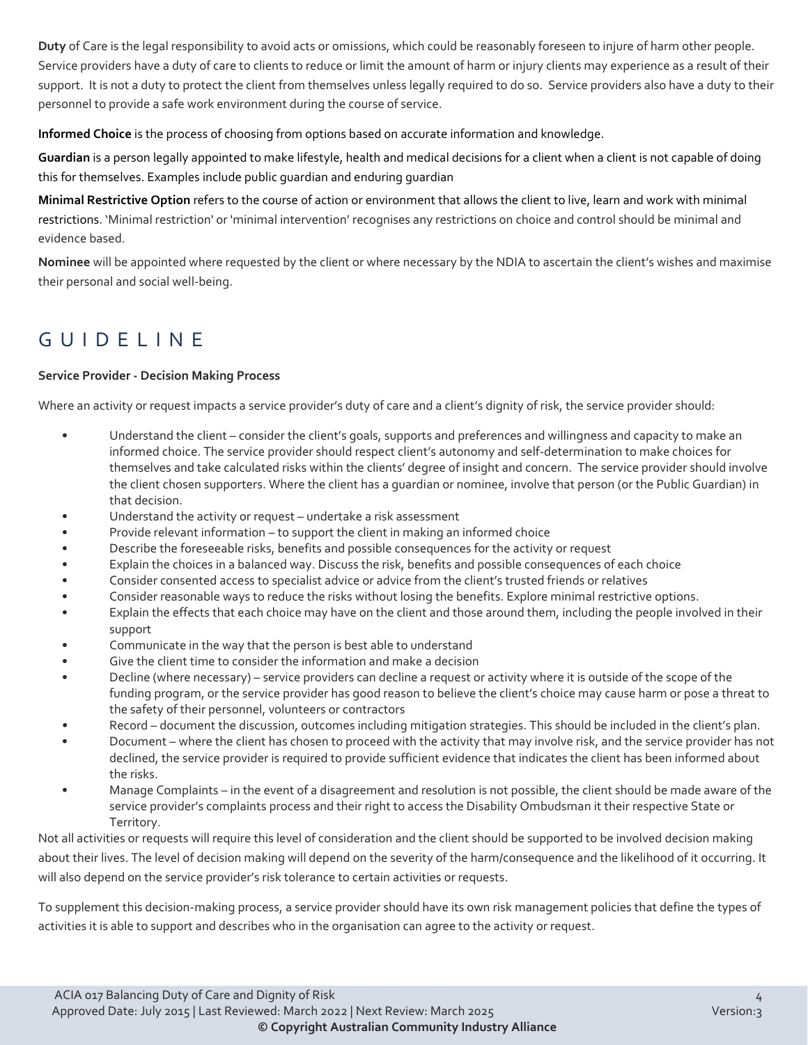**Duty** of Care is the legal responsibility to avoid acts or omissions, which could be reasonably foreseen to injure of harm other people. Service providers have a duty of care to clients to reduce or limit the amount of harm or injury clients may experience as a result of their support. It is not a duty to protect the client from themselves unless legally required to do so. Service providers also have a duty to their personnel to provide a safe work environment during the course of service.

**Informed Choice** is the process of choosing from options based on accurate information and knowledge.

**Guardian** is a person legally appointed to make lifestyle, health and medical decisions for a client when a client is not capable of doing this for themselves. Examples include public guardian and enduring guardian

**Minimal Restrictive Option** refers to the course of action or environment that allows the client to live, learn and work with minimal restrictions. 'Minimal restriction' or 'minimal intervention' recognises any restrictions on choice and control should be minimal and evidence based.

**Nominee** will be appointed where requested by the client or where necessary by the NDIA to ascertain the client's wishes and maximise their personal and social well-being.

## GUIDELINE

**Service Provider - Decision Making Process**

Where an activity or request impacts a service provider's duty of care and a client's dignity of risk, the service provider should:

- Understand the client – consider the client's goals, supports and preferences and willingness and capacity to make an informed choice. The service provider should respect client's autonomy and self-determination to make choices for themselves and take calculated risks within the clients' degree of insight and concern. The service provider should involve the client chosen supporters. Where the client has a guardian or nominee, involve that person (or the Public Guardian) in that decision.
- Understand the activity or request – undertake a risk assessment
- Provide relevant information – to support the client in making an informed choice
- Describe the foreseeable risks, benefits and possible consequences for the activity or request
- Explain the choices in a balanced way. Discuss the risk, benefits and possible consequences of each choice
- Consider consented access to specialist advice or advice from the client's trusted friends or relatives
- Consider reasonable ways to reduce the risks without losing the benefits. Explore minimal restrictive options.
- Explain the effects that each choice may have on the client and those around them, including the people involved in their support
- Communicate in the way that the person is best able to understand
- Give the client time to consider the information and make a decision
- Decline (where necessary) – service providers can decline a request or activity where it is outside of the scope of the funding program, or the service provider has good reason to believe the client's choice may cause harm or pose a threat to the safety of their personnel, volunteers or contractors
- Record – document the discussion, outcomes including mitigation strategies. This should be included in the client's plan.
- Document – where the client has chosen to proceed with the activity that may involve risk, and the service provider has not declined, the service provider is required to provide sufficient evidence that indicates the client has been informed about the risks.
- Manage Complaints – in the event of a disagreement and resolution is not possible, the client should be made aware of the service provider's complaints process and their right to access the Disability Ombudsman it their respective State or Territory.

Not all activities or requests will require this level of consideration and the client should be supported to be involved decision making about their lives. The level of decision making will depend on the severity of the harm/consequence and the likelihood of it occurring. It will also depend on the service provider's risk tolerance to certain activities or requests.

To supplement this decision-making process, a service provider should have its own risk management policies that define the types of activities it is able to support and describes who in the organisation can agree to the activity or request.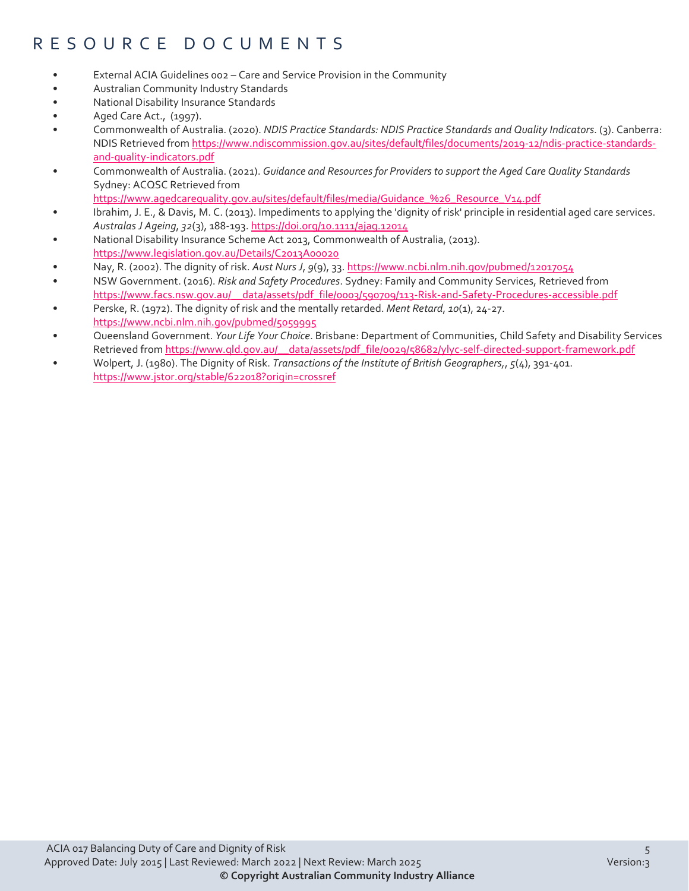# RESOURCE DOCUMENTS

- External ACIA Guidelines 002 – Care and Service Provision in the Community
- Australian Community Industry Standards
- National Disability Insurance Standards
- Aged Care Act., (1997).
- Commonwealth of Australia. (2020). *NDIS Practice Standards: NDIS Practice Standards and Quality Indicators*. (3). Canberra: NDIS Retrieved from https://www.ndiscommission.gov.au/sites/default/files/documents/2019-12/ndis-practice-standards-and-quality-indicators.pdf
- Commonwealth of Australia. (2021). *Guidance and Resources for Providers to support the Aged Care Quality Standards* Sydney: ACQSC Retrieved from https://www.agedcarequality.gov.au/sites/default/files/media/Guidance_%26_Resource_V14.pdf
- Ibrahim, J. E., & Davis, M. C. (2013). Impediments to applying the 'dignity of risk' principle in residential aged care services. *Australas J Ageing*, *32*(3), 188-193. https://doi.org/10.1111/ajag.12014
- National Disability Insurance Scheme Act 2013, Commonwealth of Australia, (2013). https://www.legislation.gov.au/Details/C2013A00020
- Nay, R. (2002). The dignity of risk. *Aust Nurs J*, *9*(9), 33. https://www.ncbi.nlm.nih.gov/pubmed/12017054
- NSW Government. (2016). *Risk and Safety Procedures*. Sydney: Family and Community Services, Retrieved from https://www.facs.nsw.gov.au/__data/assets/pdf_file/0003/590709/113-Risk-and-Safety-Procedures-accessible.pdf
- Perske, R. (1972). The dignity of risk and the mentally retarded. *Ment Retard*, *10*(1), 24-27. https://www.ncbi.nlm.nih.gov/pubmed/5059995
- Queensland Government. *Your Life Your Choice*. Brisbane: Department of Communities, Child Safety and Disability Services Retrieved from https://www.qld.gov.au/__data/assets/pdf_file/0029/58682/ylyc-self-directed-support-framework.pdf
- Wolpert, J. (1980). The Dignity of Risk. *Transactions of the Institute of British Geographers*,, *5*(4), 391-401. https://www.jstor.org/stable/622018?origin=crossref